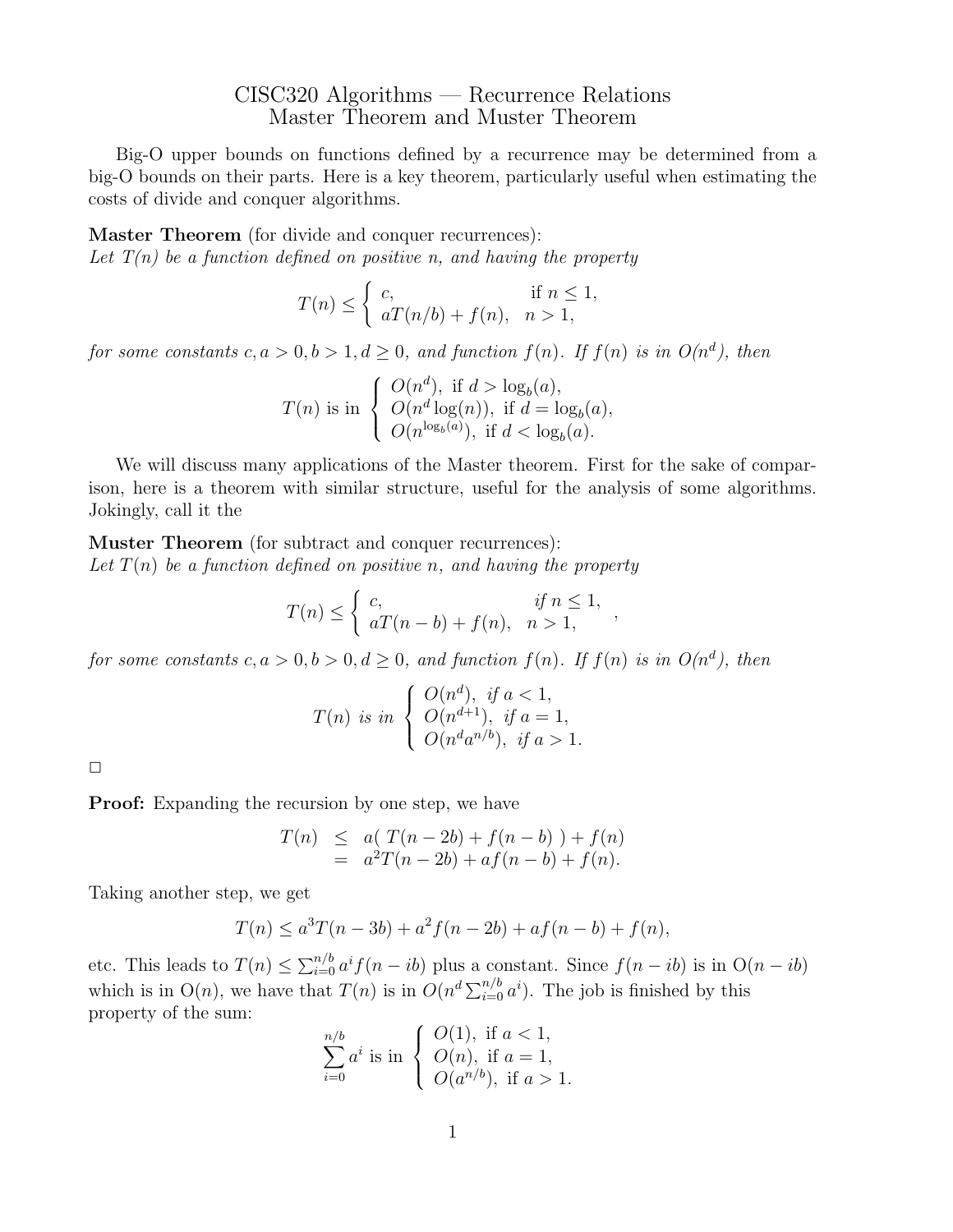# CISC320 Algorithms — Recurrence Relations
## Master Theorem and Muster Theorem

Big-O upper bounds on functions defined by a recurrence may be determined from a big-O bounds on their parts. Here is a key theorem, particularly useful when estimating the costs of divide and conquer algorithms.

**Master Theorem** (for divide and conquer recurrences):
*Let $T(n)$ be a function defined on positive $n$, and having the property*

$$T(n) \leq \begin{cases} c, & \text{if } n \leq 1, \\ aT(n/b) + f(n), & n > 1, \end{cases}$$

*for some constants $c, a > 0, b > 1, d \geq 0$, and function $f(n)$. If $f(n)$ is in $O(n^d)$, then*

$$T(n) \text{ is in } \begin{cases} O(n^d), \text{ if } d > \log_b(a), \\ O(n^d \log(n)), \text{ if } d = \log_b(a), \\ O(n^{\log_b(a)}), \text{ if } d < \log_b(a). \end{cases}$$

We will discuss many applications of the Master theorem. First for the sake of comparison, here is a theorem with similar structure, useful for the analysis of some algorithms. Jokingly, call it the

**Muster Theorem** (for subtract and conquer recurrences):
*Let $T(n)$ be a function defined on positive $n$, and having the property*

$$T(n) \leq \begin{cases} c, & \text{if } n \leq 1, \\ aT(n-b) + f(n), & n > 1, \end{cases},$$

*for some constants $c, a > 0, b > 0, d \geq 0$, and function $f(n)$. If $f(n)$ is in $O(n^d)$, then*

$$T(n) \text{ is in } \begin{cases} O(n^d), \text{ if } a < 1, \\ O(n^{d+1}), \text{ if } a = 1, \\ O(n^d a^{n/b}), \text{ if } a > 1. \end{cases}$$

□

**Proof:** Expanding the recursion by one step, we have

$$\begin{aligned} T(n) &\leq a(\ T(n-2b) + f(n-b)\ ) + f(n) \\ &= a^2 T(n-2b) + af(n-b) + f(n). \end{aligned}$$

Taking another step, we get

$$T(n) \leq a^3 T(n-3b) + a^2 f(n-2b) + af(n-b) + f(n),$$

etc. This leads to $T(n) \leq \sum_{i=0}^{n/b} a^i f(n-ib)$ plus a constant. Since $f(n-ib)$ is in $O(n-ib)$ which is in $O(n)$, we have that $T(n)$ is in $O(n^d \sum_{i=0}^{n/b} a^i)$. The job is finished by this property of the sum:

$$\sum_{i=0}^{n/b} a^i \text{ is in } \begin{cases} O(1), \text{ if } a < 1, \\ O(n), \text{ if } a = 1, \\ O(a^{n/b}), \text{ if } a > 1. \end{cases}$$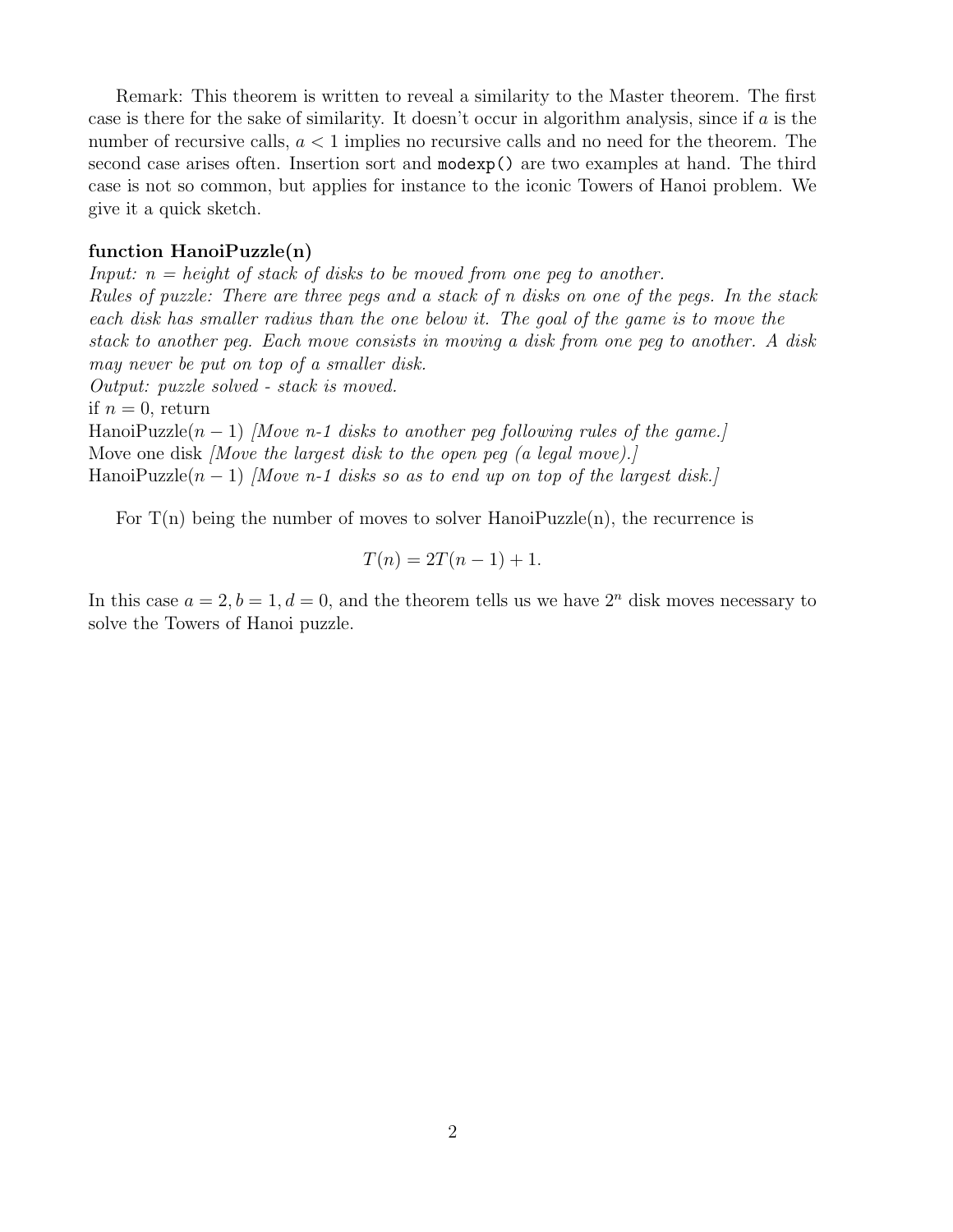Remark: This theorem is written to reveal a similarity to the Master theorem. The first case is there for the sake of similarity. It doesn't occur in algorithm analysis, since if $a$ is the number of recursive calls, $a < 1$ implies no recursive calls and no need for the theorem. The second case arises often. Insertion sort and `modexp()` are two examples at hand. The third case is not so common, but applies for instance to the iconic Towers of Hanoi problem. We give it a quick sketch.

**function HanoiPuzzle(n)**

*Input: $n$ = height of stack of disks to be moved from one peg to another.*
*Rules of puzzle: There are three pegs and a stack of n disks on one of the pegs. In the stack each disk has smaller radius than the one below it. The goal of the game is to move the stack to another peg. Each move consists in moving a disk from one peg to another. A disk may never be put on top of a smaller disk.*
*Output: puzzle solved - stack is moved.*

if $n = 0$, return
HanoiPuzzle($n - 1$) *[Move n-1 disks to another peg following rules of the game.]*
Move one disk *[Move the largest disk to the open peg (a legal move).]*
HanoiPuzzle($n - 1$) *[Move n-1 disks so as to end up on top of the largest disk.]*

For T(n) being the number of moves to solver HanoiPuzzle(n), the recurrence is

$$T(n) = 2T(n - 1) + 1.$$

In this case $a = 2, b = 1, d = 0$, and the theorem tells us we have $2^n$ disk moves necessary to solve the Towers of Hanoi puzzle.